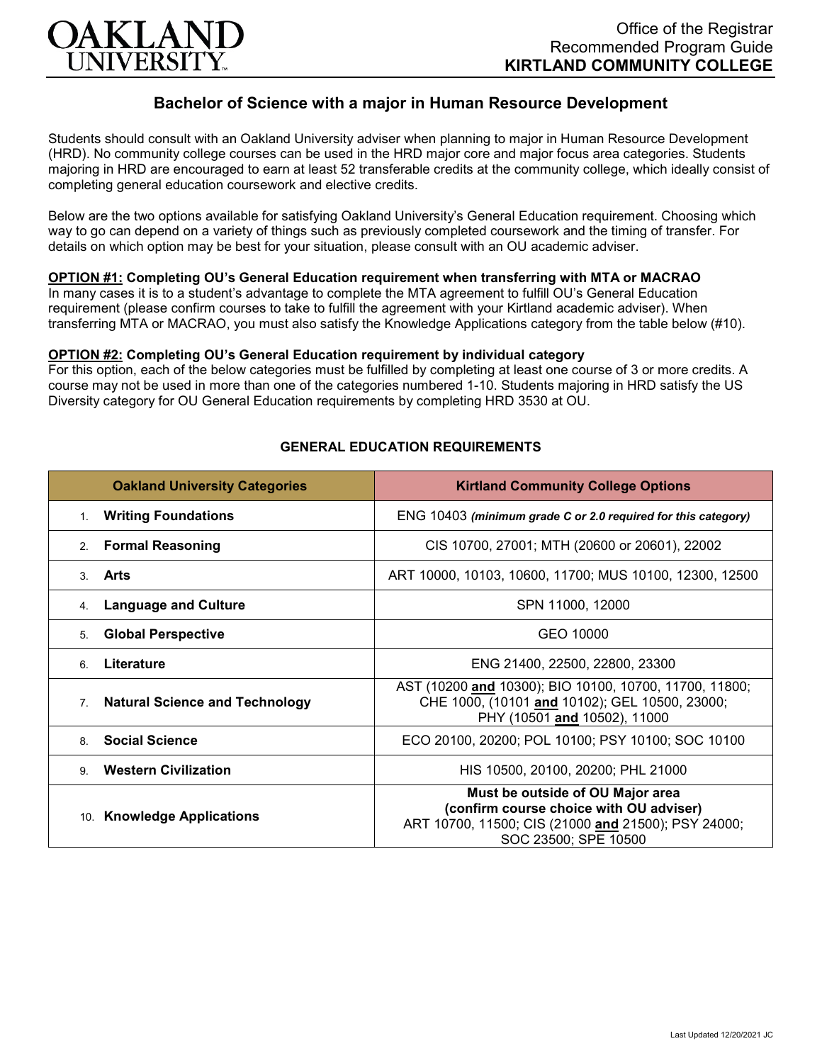# OAKLAND UNIVERSITY

Office of the Registrar
Recommended Program Guide
**KIRTLAND COMMUNITY COLLEGE**

## Bachelor of Science with a major in Human Resource Development

Students should consult with an Oakland University adviser when planning to major in Human Resource Development (HRD). No community college courses can be used in the HRD major core and major focus area categories. Students majoring in HRD are encouraged to earn at least 52 transferable credits at the community college, which ideally consist of completing general education coursework and elective credits.

Below are the two options available for satisfying Oakland University's General Education requirement. Choosing which way to go can depend on a variety of things such as previously completed coursework and the timing of transfer. For details on which option may be best for your situation, please consult with an OU academic adviser.

**OPTION #1: Completing OU's General Education requirement when transferring with MTA or MACRAO**
In many cases it is to a student's advantage to complete the MTA agreement to fulfill OU's General Education requirement (please confirm courses to take to fulfill the agreement with your Kirtland academic adviser). When transferring MTA or MACRAO, you must also satisfy the Knowledge Applications category from the table below (#10).

**OPTION #2: Completing OU's General Education requirement by individual category**
For this option, each of the below categories must be fulfilled by completing at least one course of 3 or more credits. A course may not be used in more than one of the categories numbered 1-10. Students majoring in HRD satisfy the US Diversity category for OU General Education requirements by completing HRD 3530 at OU.

### GENERAL EDUCATION REQUIREMENTS

| Oakland University Categories | Kirtland Community College Options |
|---|---|
| 1. **Writing Foundations** | ENG 10403 *(minimum grade C or 2.0 required for this category)* |
| 2. **Formal Reasoning** | CIS 10700, 27001; MTH (20600 or 20601), 22002 |
| 3. **Arts** | ART 10000, 10103, 10600, 11700; MUS 10100, 12300, 12500 |
| 4. **Language and Culture** | SPN 11000, 12000 |
| 5. **Global Perspective** | GEO 10000 |
| 6. **Literature** | ENG 21400, 22500, 22800, 23300 |
| 7. **Natural Science and Technology** | AST (10200 **and** 10300); BIO 10100, 10700, 11700, 11800; CHE 1000, (10101 **and** 10102); GEL 10500, 23000; PHY (10501 **and** 10502), 11000 |
| 8. **Social Science** | ECO 20100, 20200; POL 10100; PSY 10100; SOC 10100 |
| 9. **Western Civilization** | HIS 10500, 20100, 20200; PHL 21000 |
| 10. **Knowledge Applications** | **Must be outside of OU Major area (confirm course choice with OU adviser)** ART 10700, 11500; CIS (21000 **and** 21500); PSY 24000; SOC 23500; SPE 10500 |

Last Updated 12/20/2021 JC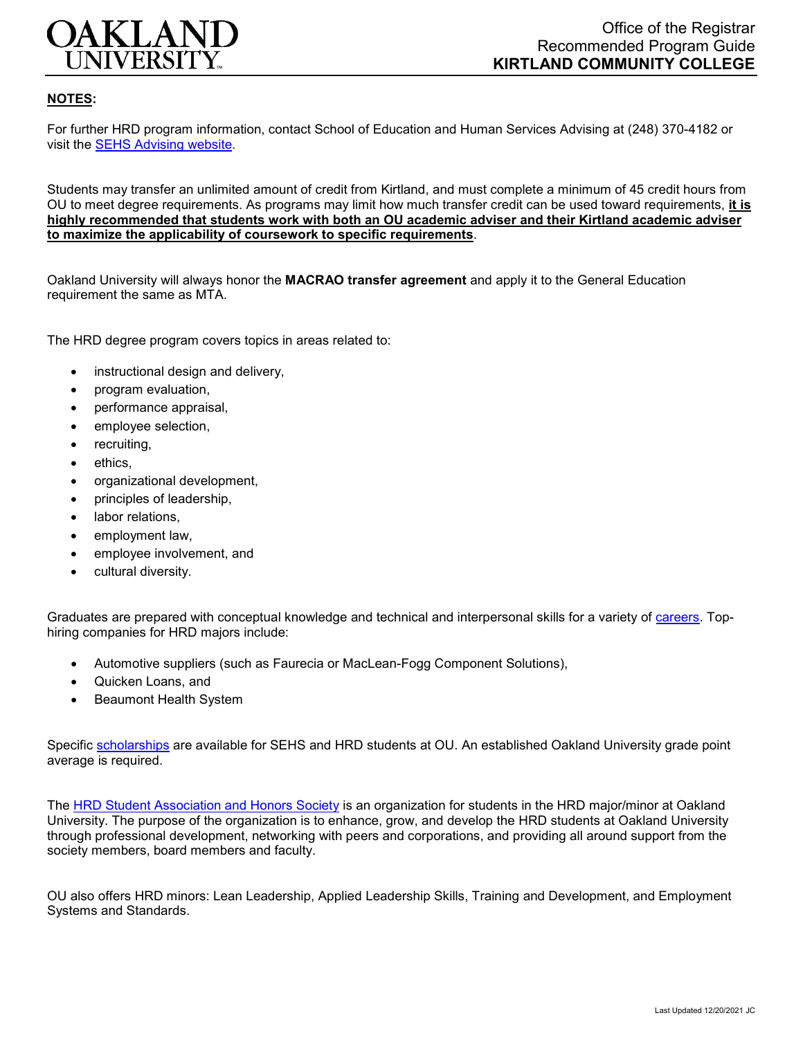**NOTES:**

For further HRD program information, contact School of Education and Human Services Advising at (248) 370-4182 or visit the SEHS Advising website.

Students may transfer an unlimited amount of credit from Kirtland, and must complete a minimum of 45 credit hours from OU to meet degree requirements. As programs may limit how much transfer credit can be used toward requirements, **it is highly recommended that students work with both an OU academic adviser and their Kirtland academic adviser to maximize the applicability of coursework to specific requirements**.

Oakland University will always honor the **MACRAO transfer agreement** and apply it to the General Education requirement the same as MTA.

The HRD degree program covers topics in areas related to:

- instructional design and delivery,
- program evaluation,
- performance appraisal,
- employee selection,
- recruiting,
- ethics,
- organizational development,
- principles of leadership,
- labor relations,
- employment law,
- employee involvement, and
- cultural diversity.

Graduates are prepared with conceptual knowledge and technical and interpersonal skills for a variety of careers. Top-hiring companies for HRD majors include:

- Automotive suppliers (such as Faurecia or MacLean-Fogg Component Solutions),
- Quicken Loans, and
- Beaumont Health System

Specific scholarships are available for SEHS and HRD students at OU. An established Oakland University grade point average is required.

The HRD Student Association and Honors Society is an organization for students in the HRD major/minor at Oakland University. The purpose of the organization is to enhance, grow, and develop the HRD students at Oakland University through professional development, networking with peers and corporations, and providing all around support from the society members, board members and faculty.

OU also offers HRD minors: Lean Leadership, Applied Leadership Skills, Training and Development, and Employment Systems and Standards.